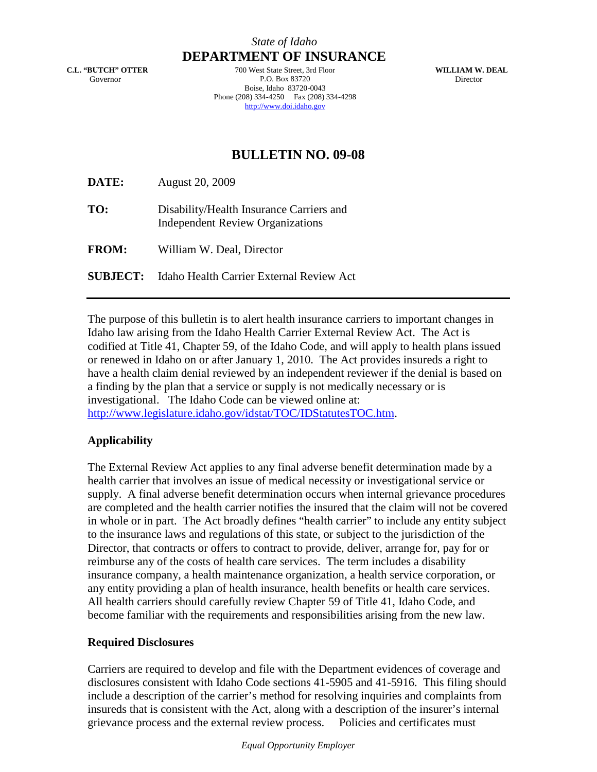*State of Idaho*
**DEPARTMENT OF INSURANCE**

**C.L. "BUTCH" OTTER**
Governor

700 West State Street, 3rd Floor
P.O. Box 83720
Boise, Idaho 83720-0043
Phone (208) 334-4250 Fax (208) 334-4298
http://www.doi.idaho.gov

**WILLIAM W. DEAL**
Director

# BULLETIN NO. 09-08

**DATE:** August 20, 2009

**TO:** Disability/Health Insurance Carriers and Independent Review Organizations

**FROM:** William W. Deal, Director

**SUBJECT:** Idaho Health Carrier External Review Act

---

The purpose of this bulletin is to alert health insurance carriers to important changes in Idaho law arising from the Idaho Health Carrier External Review Act. The Act is codified at Title 41, Chapter 59, of the Idaho Code, and will apply to health plans issued or renewed in Idaho on or after January 1, 2010. The Act provides insureds a right to have a health claim denial reviewed by an independent reviewer if the denial is based on a finding by the plan that a service or supply is not medically necessary or is investigational. The Idaho Code can be viewed online at: http://www.legislature.idaho.gov/idstat/TOC/IDStatutesTOC.htm.

## Applicability

The External Review Act applies to any final adverse benefit determination made by a health carrier that involves an issue of medical necessity or investigational service or supply. A final adverse benefit determination occurs when internal grievance procedures are completed and the health carrier notifies the insured that the claim will not be covered in whole or in part. The Act broadly defines "health carrier" to include any entity subject to the insurance laws and regulations of this state, or subject to the jurisdiction of the Director, that contracts or offers to contract to provide, deliver, arrange for, pay for or reimburse any of the costs of health care services. The term includes a disability insurance company, a health maintenance organization, a health service corporation, or any entity providing a plan of health insurance, health benefits or health care services. All health carriers should carefully review Chapter 59 of Title 41, Idaho Code, and become familiar with the requirements and responsibilities arising from the new law.

## Required Disclosures

Carriers are required to develop and file with the Department evidences of coverage and disclosures consistent with Idaho Code sections 41-5905 and 41-5916. This filing should include a description of the carrier's method for resolving inquiries and complaints from insureds that is consistent with the Act, along with a description of the insurer's internal grievance process and the external review process. Policies and certificates must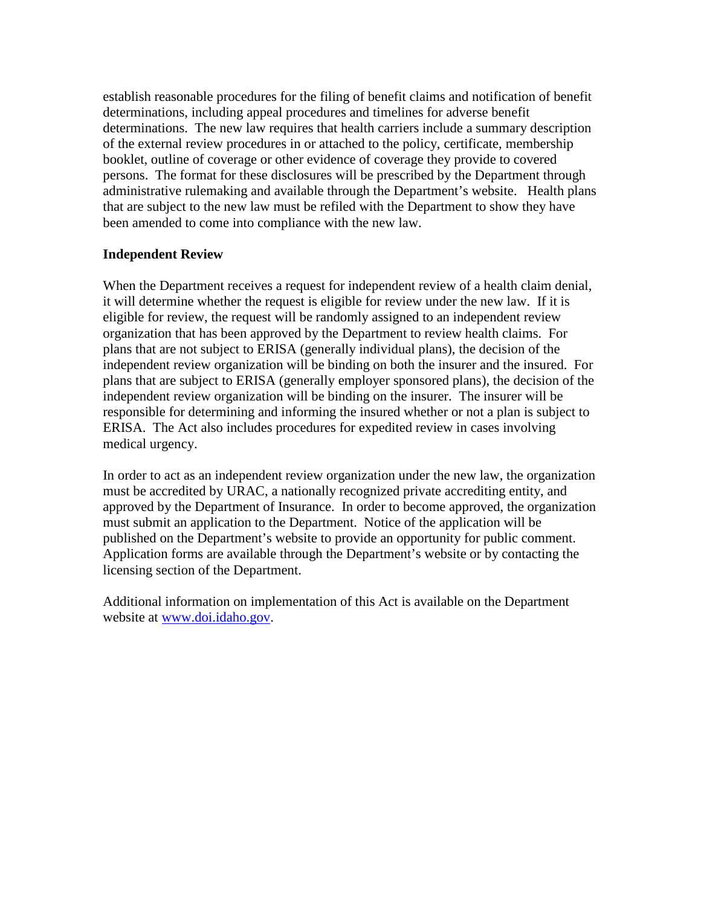establish reasonable procedures for the filing of benefit claims and notification of benefit determinations, including appeal procedures and timelines for adverse benefit determinations. The new law requires that health carriers include a summary description of the external review procedures in or attached to the policy, certificate, membership booklet, outline of coverage or other evidence of coverage they provide to covered persons. The format for these disclosures will be prescribed by the Department through administrative rulemaking and available through the Department's website. Health plans that are subject to the new law must be refiled with the Department to show they have been amended to come into compliance with the new law.

**Independent Review**

When the Department receives a request for independent review of a health claim denial, it will determine whether the request is eligible for review under the new law. If it is eligible for review, the request will be randomly assigned to an independent review organization that has been approved by the Department to review health claims. For plans that are not subject to ERISA (generally individual plans), the decision of the independent review organization will be binding on both the insurer and the insured. For plans that are subject to ERISA (generally employer sponsored plans), the decision of the independent review organization will be binding on the insurer. The insurer will be responsible for determining and informing the insured whether or not a plan is subject to ERISA. The Act also includes procedures for expedited review in cases involving medical urgency.

In order to act as an independent review organization under the new law, the organization must be accredited by URAC, a nationally recognized private accrediting entity, and approved by the Department of Insurance. In order to become approved, the organization must submit an application to the Department. Notice of the application will be published on the Department's website to provide an opportunity for public comment. Application forms are available through the Department's website or by contacting the licensing section of the Department.

Additional information on implementation of this Act is available on the Department website at [www.doi.idaho.gov](http://www.doi.idaho.gov).